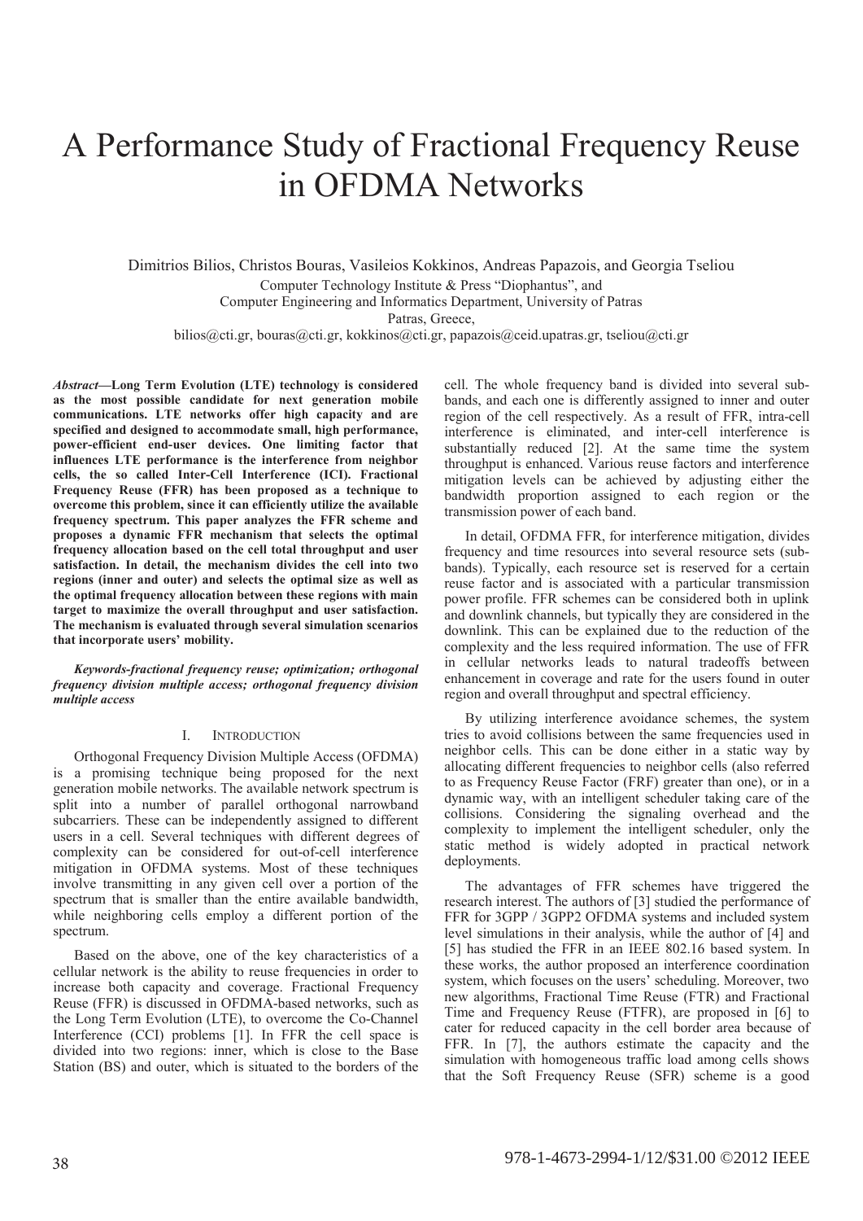# A Performance Study of Fractional Frequency Reuse in OFDMA Networks

Dimitrios Bilios, Christos Bouras, Vasileios Kokkinos, Andreas Papazois, and Georgia Tseliou

Computer Technology Institute & Press "Diophantus", and
Computer Engineering and Informatics Department, University of Patras
Patras, Greece,
bilios@cti.gr, bouras@cti.gr, kokkinos@cti.gr, papazois@ceid.upatras.gr, tseliou@cti.gr

***Abstract*—Long Term Evolution (LTE) technology is considered as the most possible candidate for next generation mobile communications. LTE networks offer high capacity and are specified and designed to accommodate small, high performance, power-efficient end-user devices. One limiting factor that influences LTE performance is the interference from neighbor cells, the so called Inter-Cell Interference (ICI). Fractional Frequency Reuse (FFR) has been proposed as a technique to overcome this problem, since it can efficiently utilize the available frequency spectrum. This paper analyzes the FFR scheme and proposes a dynamic FFR mechanism that selects the optimal frequency allocation based on the cell total throughput and user satisfaction. In detail, the mechanism divides the cell into two regions (inner and outer) and selects the optimal size as well as the optimal frequency allocation between these regions with main target to maximize the overall throughput and user satisfaction. The mechanism is evaluated through several simulation scenarios that incorporate users' mobility.**

***Keywords-fractional frequency reuse; optimization; orthogonal frequency division multiple access; orthogonal frequency division multiple access***

## I. Introduction

Orthogonal Frequency Division Multiple Access (OFDMA) is a promising technique being proposed for the next generation mobile networks. The available network spectrum is split into a number of parallel orthogonal narrowband subcarriers. These can be independently assigned to different users in a cell. Several techniques with different degrees of complexity can be considered for out-of-cell interference mitigation in OFDMA systems. Most of these techniques involve transmitting in any given cell over a portion of the spectrum that is smaller than the entire available bandwidth, while neighboring cells employ a different portion of the spectrum.

Based on the above, one of the key characteristics of a cellular network is the ability to reuse frequencies in order to increase both capacity and coverage. Fractional Frequency Reuse (FFR) is discussed in OFDMA-based networks, such as the Long Term Evolution (LTE), to overcome the Co-Channel Interference (CCI) problems [1]. In FFR the cell space is divided into two regions: inner, which is close to the Base Station (BS) and outer, which is situated to the borders of the cell. The whole frequency band is divided into several sub-bands, and each one is differently assigned to inner and outer region of the cell respectively. As a result of FFR, intra-cell interference is eliminated, and inter-cell interference is substantially reduced [2]. At the same time the system throughput is enhanced. Various reuse factors and interference mitigation levels can be achieved by adjusting either the bandwidth proportion assigned to each region or the transmission power of each band.

In detail, OFDMA FFR, for interference mitigation, divides frequency and time resources into several resource sets (sub-bands). Typically, each resource set is reserved for a certain reuse factor and is associated with a particular transmission power profile. FFR schemes can be considered both in uplink and downlink channels, but typically they are considered in the downlink. This can be explained due to the reduction of the complexity and the less required information. The use of FFR in cellular networks leads to natural tradeoffs between enhancement in coverage and rate for the users found in outer region and overall throughput and spectral efficiency.

By utilizing interference avoidance schemes, the system tries to avoid collisions between the same frequencies used in neighbor cells. This can be done either in a static way by allocating different frequencies to neighbor cells (also referred to as Frequency Reuse Factor (FRF) greater than one), or in a dynamic way, with an intelligent scheduler taking care of the collisions. Considering the signaling overhead and the complexity to implement the intelligent scheduler, only the static method is widely adopted in practical network deployments.

The advantages of FFR schemes have triggered the research interest. The authors of [3] studied the performance of FFR for 3GPP / 3GPP2 OFDMA systems and included system level simulations in their analysis, while the author of [4] and [5] has studied the FFR in an IEEE 802.16 based system. In these works, the author proposed an interference coordination system, which focuses on the users' scheduling. Moreover, two new algorithms, Fractional Time Reuse (FTR) and Fractional Time and Frequency Reuse (FTFR), are proposed in [6] to cater for reduced capacity in the cell border area because of FFR. In [7], the authors estimate the capacity and the simulation with homogeneous traffic load among cells shows that the Soft Frequency Reuse (SFR) scheme is a good

978-1-4673-2994-1/12/$31.00 ©2012 IEEE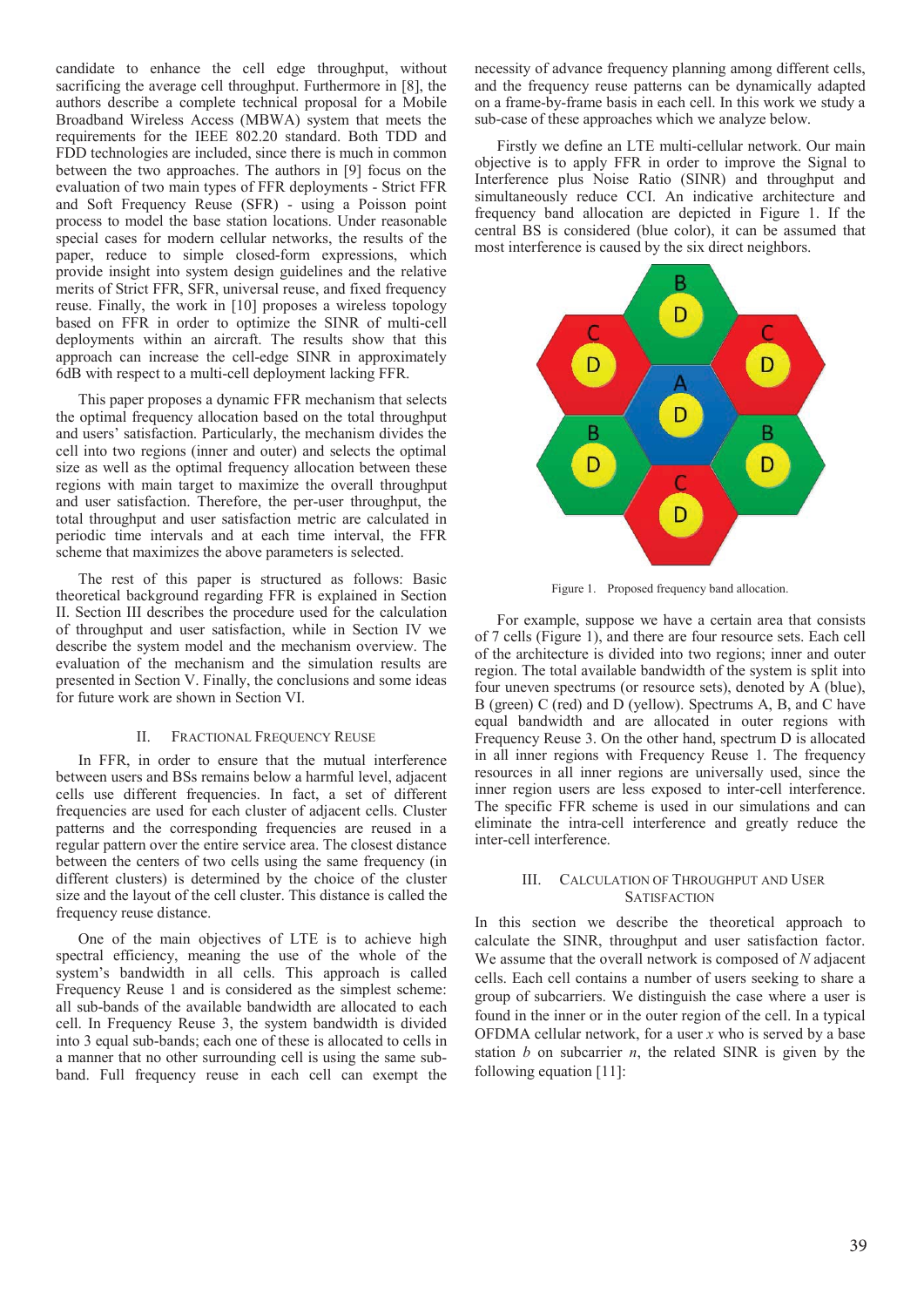candidate to enhance the cell edge throughput, without sacrificing the average cell throughput. Furthermore in [8], the authors describe a complete technical proposal for a Mobile Broadband Wireless Access (MBWA) system that meets the requirements for the IEEE 802.20 standard. Both TDD and FDD technologies are included, since there is much in common between the two approaches. The authors in [9] focus on the evaluation of two main types of FFR deployments - Strict FFR and Soft Frequency Reuse (SFR) - using a Poisson point process to model the base station locations. Under reasonable special cases for modern cellular networks, the results of the paper, reduce to simple closed-form expressions, which provide insight into system design guidelines and the relative merits of Strict FFR, SFR, universal reuse, and fixed frequency reuse. Finally, the work in [10] proposes a wireless topology based on FFR in order to optimize the SINR of multi-cell deployments within an aircraft. The results show that this approach can increase the cell-edge SINR in approximately 6dB with respect to a multi-cell deployment lacking FFR.

This paper proposes a dynamic FFR mechanism that selects the optimal frequency allocation based on the total throughput and users' satisfaction. Particularly, the mechanism divides the cell into two regions (inner and outer) and selects the optimal size as well as the optimal frequency allocation between these regions with main target to maximize the overall throughput and user satisfaction. Therefore, the per-user throughput, the total throughput and user satisfaction metric are calculated in periodic time intervals and at each time interval, the FFR scheme that maximizes the above parameters is selected.

The rest of this paper is structured as follows: Basic theoretical background regarding FFR is explained in Section II. Section III describes the procedure used for the calculation of throughput and user satisfaction, while in Section IV we describe the system model and the mechanism overview. The evaluation of the mechanism and the simulation results are presented in Section V. Finally, the conclusions and some ideas for future work are shown in Section VI.

## II. Fractional Frequency Reuse

In FFR, in order to ensure that the mutual interference between users and BSs remains below a harmful level, adjacent cells use different frequencies. In fact, a set of different frequencies are used for each cluster of adjacent cells. Cluster patterns and the corresponding frequencies are reused in a regular pattern over the entire service area. The closest distance between the centers of two cells using the same frequency (in different clusters) is determined by the choice of the cluster size and the layout of the cell cluster. This distance is called the frequency reuse distance.

One of the main objectives of LTE is to achieve high spectral efficiency, meaning the use of the whole of the system's bandwidth in all cells. This approach is called Frequency Reuse 1 and is considered as the simplest scheme: all sub-bands of the available bandwidth are allocated to each cell. In Frequency Reuse 3, the system bandwidth is divided into 3 equal sub-bands; each one of these is allocated to cells in a manner that no other surrounding cell is using the same sub-band. Full frequency reuse in each cell can exempt the necessity of advance frequency planning among different cells, and the frequency reuse patterns can be dynamically adapted on a frame-by-frame basis in each cell. In this work we study a sub-case of these approaches which we analyze below.

Firstly we define an LTE multi-cellular network. Our main objective is to apply FFR in order to improve the Signal to Interference plus Noise Ratio (SINR) and throughput and simultaneously reduce CCI. An indicative architecture and frequency band allocation are depicted in Figure 1. If the central BS is considered (blue color), it can be assumed that most interference is caused by the six direct neighbors.

B
D
C
D
C
D
A
D
B
D
B
D
C
D

Figure 1. Proposed frequency band allocation.

For example, suppose we have a certain area that consists of 7 cells (Figure 1), and there are four resource sets. Each cell of the architecture is divided into two regions; inner and outer region. The total available bandwidth of the system is split into four uneven spectrums (or resource sets), denoted by A (blue), B (green) C (red) and D (yellow). Spectrums A, B, and C have equal bandwidth and are allocated in outer regions with Frequency Reuse 3. On the other hand, spectrum D is allocated in all inner regions with Frequency Reuse 1. The frequency resources in all inner regions are universally used, since the inner region users are less exposed to inter-cell interference. The specific FFR scheme is used in our simulations and can eliminate the intra-cell interference and greatly reduce the inter-cell interference.

## III. Calculation of Throughput and User Satisfaction

In this section we describe the theoretical approach to calculate the SINR, throughput and user satisfaction factor. We assume that the overall network is composed of $N$ adjacent cells. Each cell contains a number of users seeking to share a group of subcarriers. We distinguish the case where a user is found in the inner or in the outer region of the cell. In a typical OFDMA cellular network, for a user $x$ who is served by a base station $b$ on subcarrier $n$, the related SINR is given by the following equation [11]: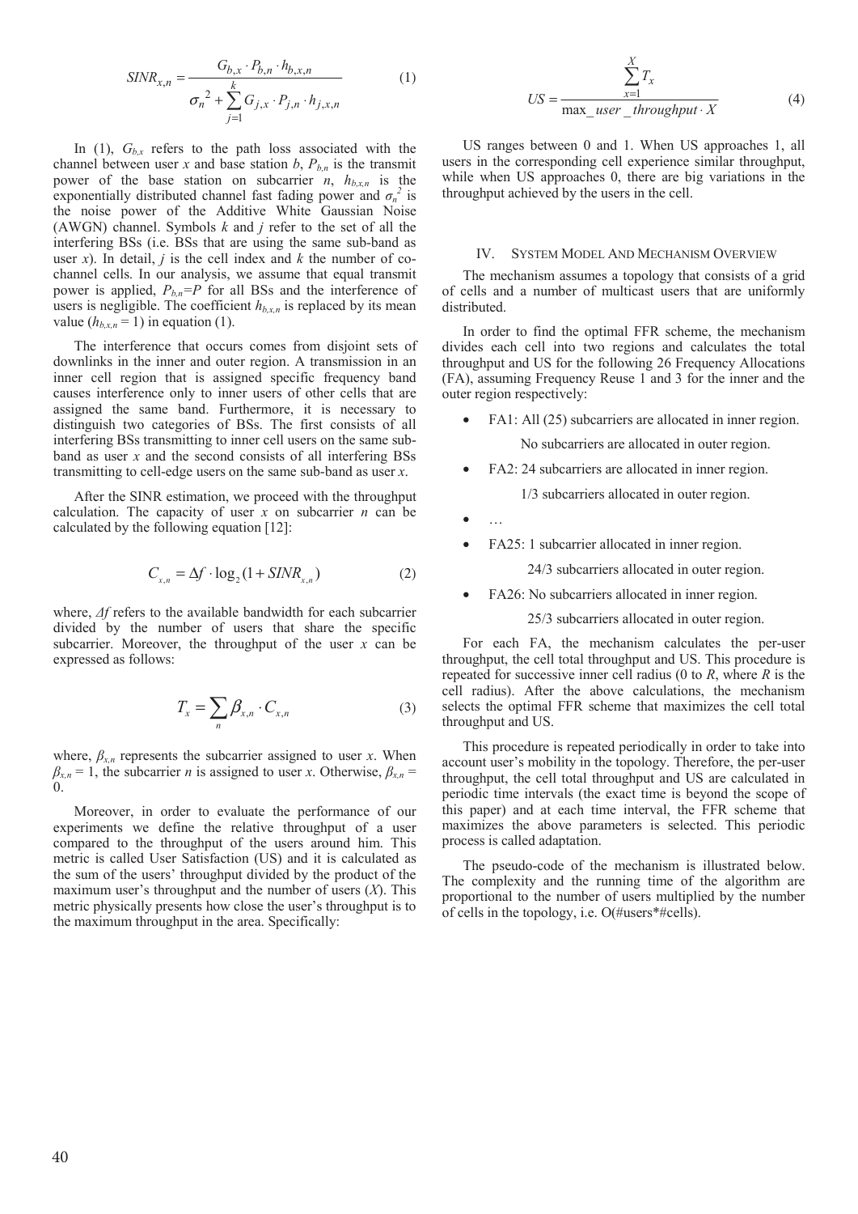$$SINR_{x,n} = \frac{G_{b,x} \cdot P_{b,n} \cdot h_{b,x,n}}{\sigma_n^{\,2} + \sum_{j=1}^{k} G_{j,x} \cdot P_{j,n} \cdot h_{j,x,n}} \quad (1)$$

In (1), $G_{b,x}$ refers to the path loss associated with the channel between user $x$ and base station $b$, $P_{b,n}$ is the transmit power of the base station on subcarrier $n$, $h_{b,x,n}$ is the exponentially distributed channel fast fading power and $\sigma_n^{\,2}$ is the noise power of the Additive White Gaussian Noise (AWGN) channel. Symbols $k$ and $j$ refer to the set of all the interfering BSs (i.e. BSs that are using the same sub-band as user $x$). In detail, $j$ is the cell index and $k$ the number of co-channel cells. In our analysis, we assume that equal transmit power is applied, $P_{b,n}=P$ for all BSs and the interference of users is negligible. The coefficient $h_{b,x,n}$ is replaced by its mean value ($h_{b,x,n} = 1$) in equation (1).

The interference that occurs comes from disjoint sets of downlinks in the inner and outer region. A transmission in an inner cell region that is assigned specific frequency band causes interference only to inner users of other cells that are assigned the same band. Furthermore, it is necessary to distinguish two categories of BSs. The first consists of all interfering BSs transmitting to inner cell users on the same sub-band as user $x$ and the second consists of all interfering BSs transmitting to cell-edge users on the same sub-band as user $x$.

After the SINR estimation, we proceed with the throughput calculation. The capacity of user $x$ on subcarrier $n$ can be calculated by the following equation [12]:

$$C_{x,n} = \Delta f \cdot \log_2(1 + SINR_{x,n}) \quad (2)$$

where, $\Delta f$ refers to the available bandwidth for each subcarrier divided by the number of users that share the specific subcarrier. Moreover, the throughput of the user $x$ can be expressed as follows:

$$T_x = \sum_n \beta_{x,n} \cdot C_{x,n} \quad (3)$$

where, $\beta_{x,n}$ represents the subcarrier assigned to user $x$. When $\beta_{x,n} = 1$, the subcarrier $n$ is assigned to user $x$. Otherwise, $\beta_{x,n} = 0$.

Moreover, in order to evaluate the performance of our experiments we define the relative throughput of a user compared to the throughput of the users around him. This metric is called User Satisfaction (US) and it is calculated as the sum of the users' throughput divided by the product of the maximum user's throughput and the number of users ($X$). This metric physically presents how close the user's throughput is to the maximum throughput in the area. Specifically:

$$US = \frac{\sum_{x=1}^{X} T_x}{\max\_user\_throughput \cdot X} \quad (4)$$

US ranges between 0 and 1. When US approaches 1, all users in the corresponding cell experience similar throughput, while when US approaches 0, there are big variations in the throughput achieved by the users in the cell.

## IV. System Model And Mechanism Overview

The mechanism assumes a topology that consists of a grid of cells and a number of multicast users that are uniformly distributed.

In order to find the optimal FFR scheme, the mechanism divides each cell into two regions and calculates the total throughput and US for the following 26 Frequency Allocations (FA), assuming Frequency Reuse 1 and 3 for the inner and the outer region respectively:

- FA1: All (25) subcarriers are allocated in inner region.
  No subcarriers are allocated in outer region.
- FA2: 24 subcarriers are allocated in inner region.
  1/3 subcarriers allocated in outer region.
- …
- FA25: 1 subcarrier allocated in inner region.
  24/3 subcarriers allocated in outer region.
- FA26: No subcarriers allocated in inner region.
  25/3 subcarriers allocated in outer region.

For each FA, the mechanism calculates the per-user throughput, the cell total throughput and US. This procedure is repeated for successive inner cell radius (0 to $R$, where $R$ is the cell radius). After the above calculations, the mechanism selects the optimal FFR scheme that maximizes the cell total throughput and US.

This procedure is repeated periodically in order to take into account user's mobility in the topology. Therefore, the per-user throughput, the cell total throughput and US are calculated in periodic time intervals (the exact time is beyond the scope of this paper) and at each time interval, the FFR scheme that maximizes the above parameters is selected. This periodic process is called adaptation.

The pseudo-code of the mechanism is illustrated below. The complexity and the running time of the algorithm are proportional to the number of users multiplied by the number of cells in the topology, i.e. O(#users*#cells).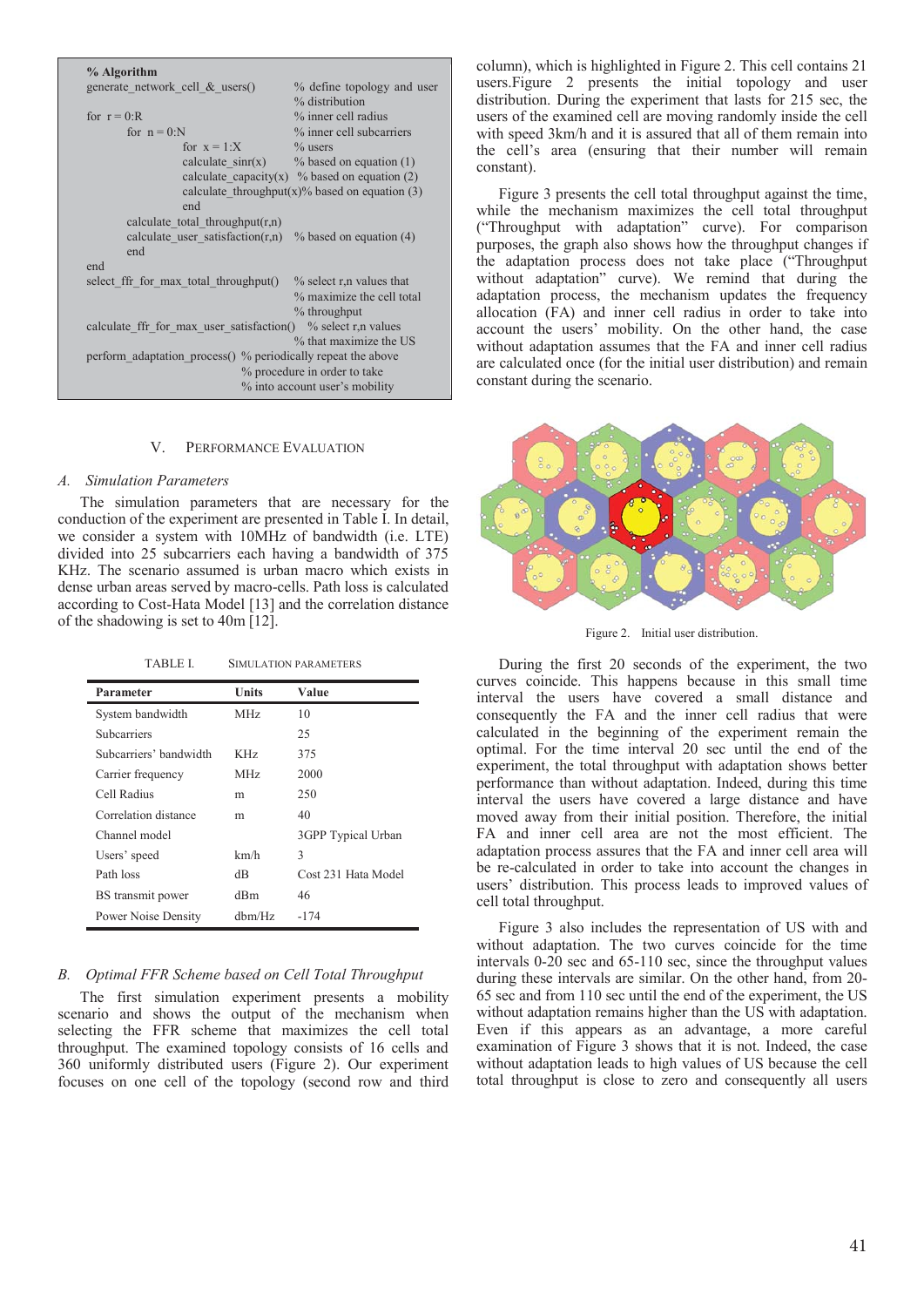```
% Algorithm
generate_network_cell_&_users()        % define topology and user
                                        % distribution
for r = 0:R                             % inner cell radius
    for n = 0:N                         % inner cell subcarriers
        for x = 1:X                     % users
            calculate_sinr(x)           % based on equation (1)
            calculate_capacity(x)       % based on equation (2)
            calculate_throughput(x)     % based on equation (3)
        end
    calculate_total_throughput(r,n)
    calculate_user_satisfaction(r,n)    % based on equation (4)
    end
end
select_ffr_for_max_total_throughput()   % select r,n values that
                                        % maximize the cell total
                                        % throughput
calculate_ffr_for_max_user_satisfaction()   % select r,n values
                                            % that maximize the US
perform_adaptation_process()  % periodically repeat the above
                              % procedure in order to take
                              % into account user's mobility
```

## V. PERFORMANCE EVALUATION

### A. Simulation Parameters

The simulation parameters that are necessary for the conduction of the experiment are presented in Table I. In detail, we consider a system with 10MHz of bandwidth (i.e. LTE) divided into 25 subcarriers each having a bandwidth of 375 KHz. The scenario assumed is urban macro which exists in dense urban areas served by macro-cells. Path loss is calculated according to Cost-Hata Model [13] and the correlation distance of the shadowing is set to 40m [12].

TABLE I. SIMULATION PARAMETERS

| Parameter | Units | Value |
|---|---|---|
| System bandwidth | MHz | 10 |
| Subcarriers | | 25 |
| Subcarriers' bandwidth | KHz | 375 |
| Carrier frequency | MHz | 2000 |
| Cell Radius | m | 250 |
| Correlation distance | m | 40 |
| Channel model | | 3GPP Typical Urban |
| Users' speed | km/h | 3 |
| Path loss | dB | Cost 231 Hata Model |
| BS transmit power | dBm | 46 |
| Power Noise Density | dbm/Hz | -174 |

### B. Optimal FFR Scheme based on Cell Total Throughput

The first simulation experiment presents a mobility scenario and shows the output of the mechanism when selecting the FFR scheme that maximizes the cell total throughput. The examined topology consists of 16 cells and 360 uniformly distributed users (Figure 2). Our experiment focuses on one cell of the topology (second row and third column), which is highlighted in Figure 2. This cell contains 21 users.Figure 2 presents the initial topology and user distribution. During the experiment that lasts for 215 sec, the users of the examined cell are moving randomly inside the cell with speed 3km/h and it is assured that all of them remain into the cell's area (ensuring that their number will remain constant).

Figure 3 presents the cell total throughput against the time, while the mechanism maximizes the cell total throughput ("Throughput with adaptation" curve). For comparison purposes, the graph also shows how the throughput changes if the adaptation process does not take place ("Throughput without adaptation" curve). We remind that during the adaptation process, the mechanism updates the frequency allocation (FA) and inner cell radius in order to take into account the users' mobility. On the other hand, the case without adaptation assumes that the FA and inner cell radius are calculated once (for the initial user distribution) and remain constant during the scenario.

Figure 2. Initial user distribution.

During the first 20 seconds of the experiment, the two curves coincide. This happens because in this small time interval the users have covered a small distance and consequently the FA and the inner cell radius that were calculated in the beginning of the experiment remain the optimal. For the time interval 20 sec until the end of the experiment, the total throughput with adaptation shows better performance than without adaptation. Indeed, during this time interval the users have covered a large distance and have moved away from their initial position. Therefore, the initial FA and inner cell area are not the most efficient. The adaptation process assures that the FA and inner cell area will be re-calculated in order to take into account the changes in users' distribution. This process leads to improved values of cell total throughput.

Figure 3 also includes the representation of US with and without adaptation. The two curves coincide for the time intervals 0-20 sec and 65-110 sec, since the throughput values during these intervals are similar. On the other hand, from 20-65 sec and from 110 sec until the end of the experiment, the US without adaptation remains higher than the US with adaptation. Even if this appears as an advantage, a more careful examination of Figure 3 shows that it is not. Indeed, the case without adaptation leads to high values of US because the cell total throughput is close to zero and consequently all users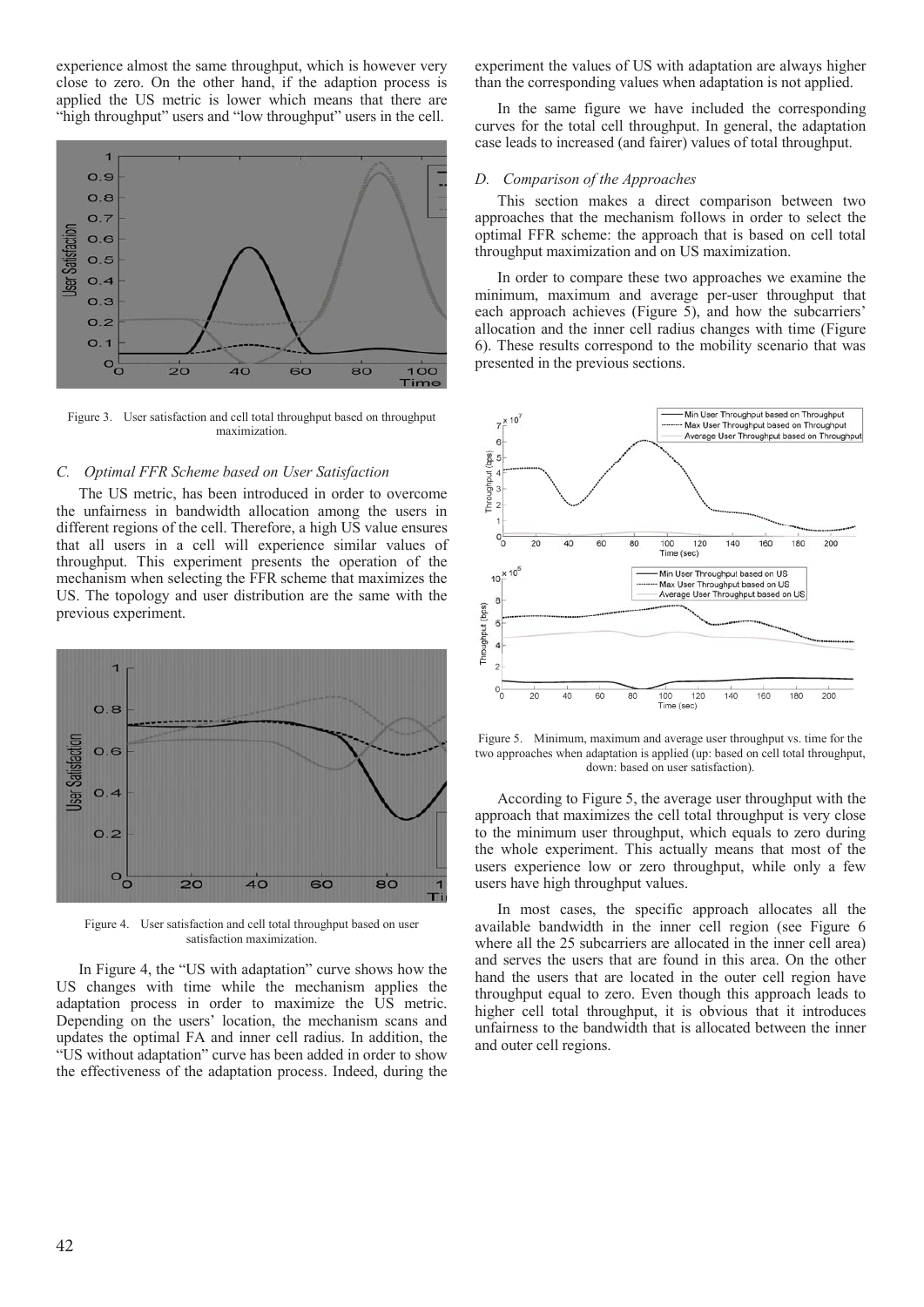experience almost the same throughput, which is however very close to zero. On the other hand, if the adaption process is applied the US metric is lower which means that there are "high throughput" users and "low throughput" users in the cell.

User Satisfaction
1
0.9
0.8
0.7
0.6
0.5
0.4
0.3
0.2
0.1
0
0 20 40 60 80 100
Time

Figure 3. User satisfaction and cell total throughput based on throughput maximization.

### C. Optimal FFR Scheme based on User Satisfaction

The US metric, has been introduced in order to overcome the unfairness in bandwidth allocation among the users in different regions of the cell. Therefore, a high US value ensures that all users in a cell will experience similar values of throughput. This experiment presents the operation of the mechanism when selecting the FFR scheme that maximizes the US. The topology and user distribution are the same with the previous experiment.

User Satisfaction
1
0.8
0.6
0.4
0.2
0
0 20 40 60 80 1
Ti

Figure 4. User satisfaction and cell total throughput based on user satisfaction maximization.

In Figure 4, the "US with adaptation" curve shows how the US changes with time while the mechanism applies the adaptation process in order to maximize the US metric. Depending on the users' location, the mechanism scans and updates the optimal FA and inner cell radius. In addition, the "US without adaptation" curve has been added in order to show the effectiveness of the adaptation process. Indeed, during the experiment the values of US with adaptation are always higher than the corresponding values when adaptation is not applied.

In the same figure we have included the corresponding curves for the total cell throughput. In general, the adaptation case leads to increased (and fairer) values of total throughput.

### D. Comparison of the Approaches

This section makes a direct comparison between two approaches that the mechanism follows in order to select the optimal FFR scheme: the approach that is based on cell total throughput maximization and on US maximization.

In order to compare these two approaches we examine the minimum, maximum and average per-user throughput that each approach achieves (Figure 5), and how the subcarriers' allocation and the inner cell radius changes with time (Figure 6). These results correspond to the mobility scenario that was presented in the previous sections.

$7 \times 10^7$
Throughput (bps)
Min User Throughput based on Throughput
Max User Throughput based on Throughput
Average User Throughput based on Throughput
0 20 40 60 80 100 120 140 160 180 200
Time (sec)

$10 \times 10^5$
Throughput (bps)
Min User Throughput based on US
Max User Throughput based on US
Average User Throughput based on US
0 20 40 60 80 100 120 140 160 180 200
Time (sec)

Figure 5. Minimum, maximum and average user throughput vs. time for the two approaches when adaptation is applied (up: based on cell total throughput, down: based on user satisfaction).

According to Figure 5, the average user throughput with the approach that maximizes the cell total throughput is very close to the minimum user throughput, which equals to zero during the whole experiment. This actually means that most of the users experience low or zero throughput, while only a few users have high throughput values.

In most cases, the specific approach allocates all the available bandwidth in the inner cell region (see Figure 6 where all the 25 subcarriers are allocated in the inner cell area) and serves the users that are found in this area. On the other hand the users that are located in the outer cell region have throughput equal to zero. Even though this approach leads to higher cell total throughput, it is obvious that it introduces unfairness to the bandwidth that is allocated between the inner and outer cell regions.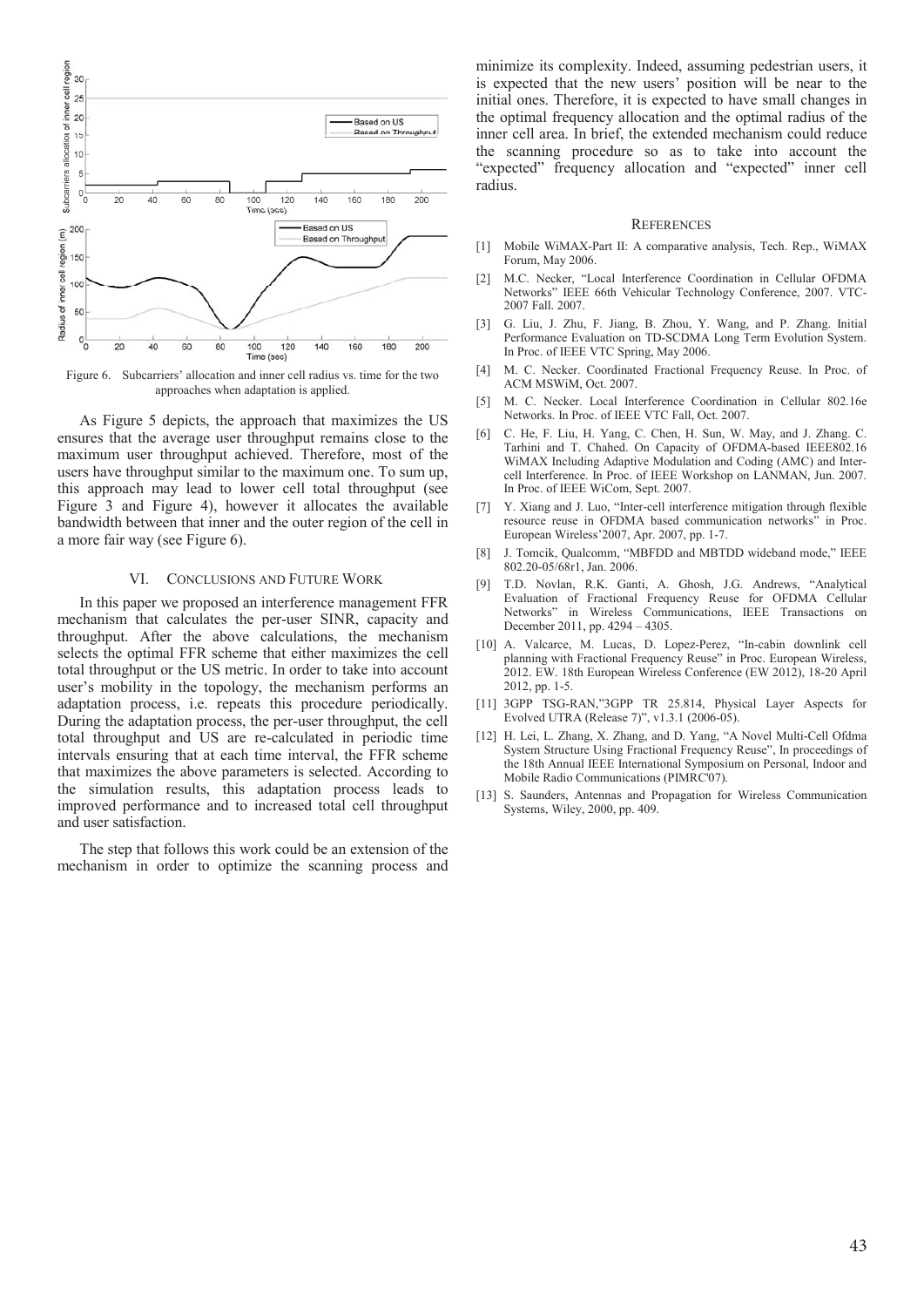Subcarriers allocation of inner cell region

30
25
20
15
10
5
0

0 20 40 60 80 100 120 140 160 180 200

Time (sec)

Based on US
Based on Throughput

Radius of inner cell region (m)

200
150
100
50
0

0 20 40 60 80 100 120 140 160 180 200

Time (sec)

Based on US
Based on Throughput

Figure 6. Subcarriers' allocation and inner cell radius vs. time for the two approaches when adaptation is applied.

As Figure 5 depicts, the approach that maximizes the US ensures that the average user throughput remains close to the maximum user throughput achieved. Therefore, most of the users have throughput similar to the maximum one. To sum up, this approach may lead to lower cell total throughput (see Figure 3 and Figure 4), however it allocates the available bandwidth between that inner and the outer region of the cell in a more fair way (see Figure 6).

## VI. Conclusions and Future Work

In this paper we proposed an interference management FFR mechanism that calculates the per-user SINR, capacity and throughput. After the above calculations, the mechanism selects the optimal FFR scheme that either maximizes the cell total throughput or the US metric. In order to take into account user's mobility in the topology, the mechanism performs an adaptation process, i.e. repeats this procedure periodically. During the adaptation process, the per-user throughput, the cell total throughput and US are re-calculated in periodic time intervals ensuring that at each time interval, the FFR scheme that maximizes the above parameters is selected. According to the simulation results, this adaptation process leads to improved performance and to increased total cell throughput and user satisfaction.

The step that follows this work could be an extension of the mechanism in order to optimize the scanning process and minimize its complexity. Indeed, assuming pedestrian users, it is expected that the new users' position will be near to the initial ones. Therefore, it is expected to have small changes in the optimal frequency allocation and the optimal radius of the inner cell area. In brief, the extended mechanism could reduce the scanning procedure so as to take into account the "expected" frequency allocation and "expected" inner cell radius.

## References

[1] Mobile WiMAX-Part II: A comparative analysis, Tech. Rep., WiMAX Forum, May 2006.

[2] M.C. Necker, "Local Interference Coordination in Cellular OFDMA Networks" IEEE 66th Vehicular Technology Conference, 2007. VTC-2007 Fall. 2007.

[3] G. Liu, J. Zhu, F. Jiang, B. Zhou, Y. Wang, and P. Zhang. Initial Performance Evaluation on TD-SCDMA Long Term Evolution System. In Proc. of IEEE VTC Spring, May 2006.

[4] M. C. Necker. Coordinated Fractional Frequency Reuse. In Proc. of ACM MSWiM, Oct. 2007.

[5] M. C. Necker. Local Interference Coordination in Cellular 802.16e Networks. In Proc. of IEEE VTC Fall, Oct. 2007.

[6] C. He, F. Liu, H. Yang, C. Chen, H. Sun, W. May, and J. Zhang. C. Tarhini and T. Chahed. On Capacity of OFDMA-based IEEE802.16 WiMAX Including Adaptive Modulation and Coding (AMC) and Inter-cell Interference. In Proc. of IEEE Workshop on LANMAN, Jun. 2007. In Proc. of IEEE WiCom, Sept. 2007.

[7] Y. Xiang and J. Luo, "Inter-cell interference mitigation through flexible resource reuse in OFDMA based communication networks" in Proc. European Wireless'2007, Apr. 2007, pp. 1-7.

[8] J. Tomcik, Qualcomm, "MBFDD and MBTDD wideband mode," IEEE 802.20-05/68r1, Jan. 2006.

[9] T.D. Novlan, R.K. Ganti, A. Ghosh, J.G. Andrews, "Analytical Evaluation of Fractional Frequency Reuse for OFDMA Cellular Networks" in Wireless Communications, IEEE Transactions on December 2011, pp. 4294 – 4305.

[10] A. Valcarce, M. Lucas, D. Lopez-Perez, "In-cabin downlink cell planning with Fractional Frequency Reuse" in Proc. European Wireless, 2012. EW. 18th European Wireless Conference (EW 2012), 18-20 April 2012, pp. 1-5.

[11] 3GPP TSG-RAN,"3GPP TR 25.814, Physical Layer Aspects for Evolved UTRA (Release 7)", v1.3.1 (2006-05).

[12] H. Lei, L. Zhang, X. Zhang, and D. Yang, "A Novel Multi-Cell Ofdma System Structure Using Fractional Frequency Reuse", In proceedings of the 18th Annual IEEE International Symposium on Personal, Indoor and Mobile Radio Communications (PIMRC'07).

[13] S. Saunders, Antennas and Propagation for Wireless Communication Systems, Wiley, 2000, pp. 409.